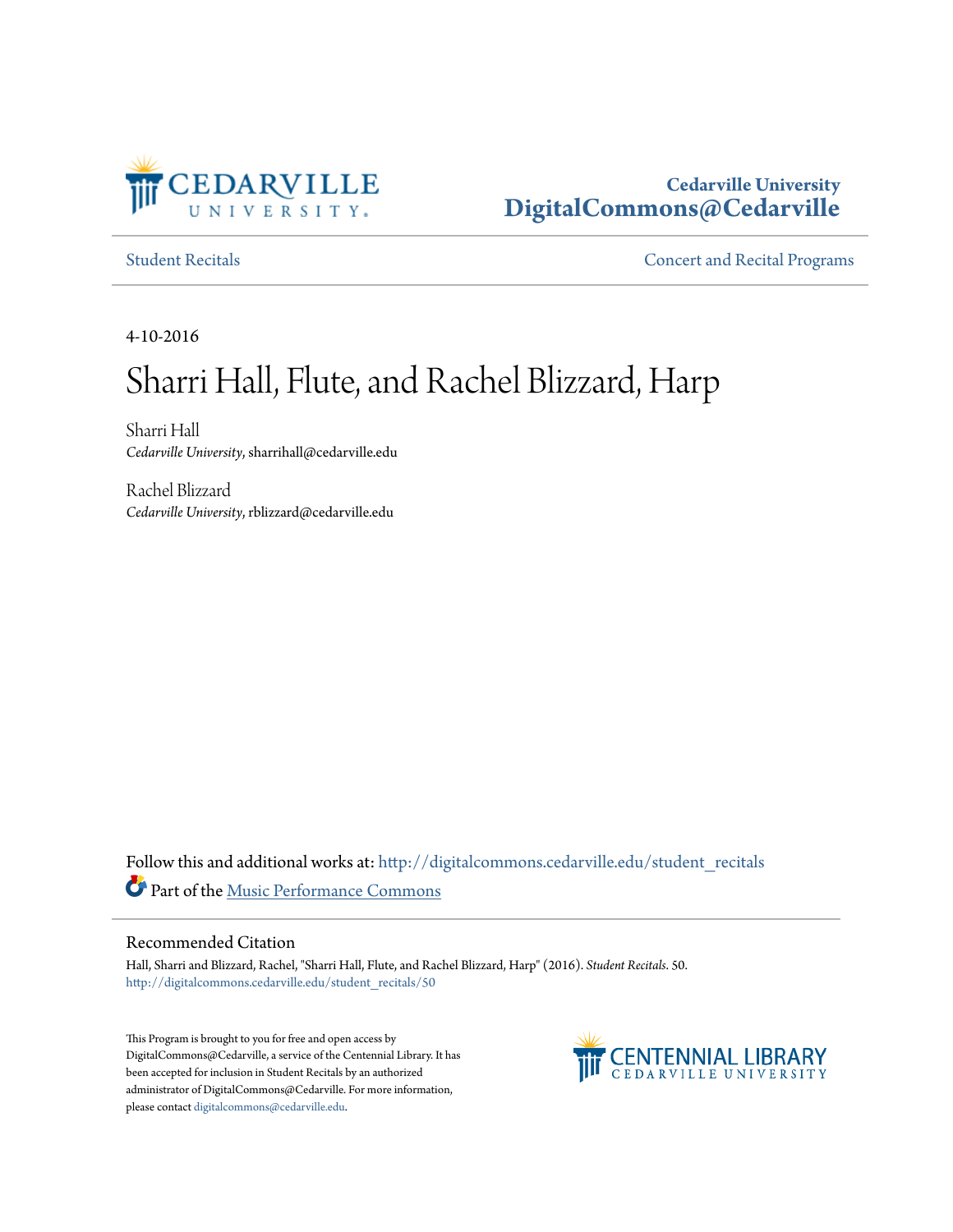Cedarville University
**DigitalCommons@Cedarville**

Student Recitals | Concert and Recital Programs

4-10-2016

# Sharri Hall, Flute, and Rachel Blizzard, Harp

Sharri Hall
*Cedarville University*, sharrihall@cedarville.edu

Rachel Blizzard
*Cedarville University*, rblizzard@cedarville.edu

Follow this and additional works at: http://digitalcommons.cedarville.edu/student_recitals

Part of the Music Performance Commons

## Recommended Citation

Hall, Sharri and Blizzard, Rachel, "Sharri Hall, Flute, and Rachel Blizzard, Harp" (2016). *Student Recitals*. 50.
http://digitalcommons.cedarville.edu/student_recitals/50

This Program is brought to you for free and open access by DigitalCommons@Cedarville, a service of the Centennial Library. It has been accepted for inclusion in Student Recitals by an authorized administrator of DigitalCommons@Cedarville. For more information, please contact digitalcommons@cedarville.edu.

CENTENNIAL LIBRARY
CEDARVILLE UNIVERSITY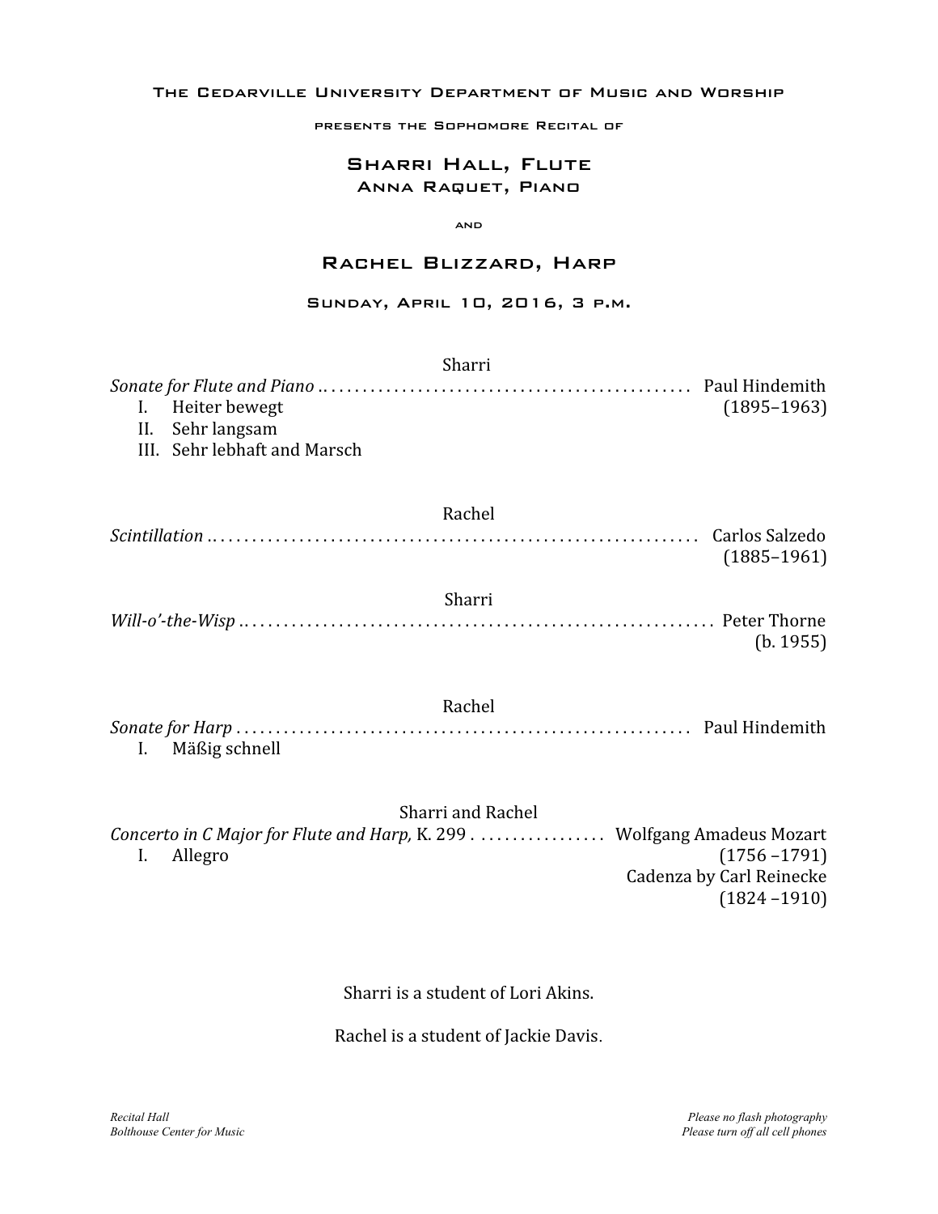The Cedarville University Department of Music and Worship

presents the Sophomore Recital of

## Sharri Hall, Flute
### Anna Raquet, Piano

and

## Rachel Blizzard, Harp

Sunday, April 10, 2016, 3 p.m.

Sharri

*Sonate for Flute and Piano* .......... Paul Hindemith (1895–1963)

I. Heiter bewegt
II. Sehr langsam
III. Sehr lebhaft and Marsch

Rachel

*Scintillation* .......... Carlos Salzedo (1885–1961)

Sharri

*Will-o'-the-Wisp* .......... Peter Thorne (b. 1955)

Rachel

*Sonate for Harp* .......... Paul Hindemith

I. Mäßig schnell

Sharri and Rachel

*Concerto in C Major for Flute and Harp,* K. 299 .......... Wolfgang Amadeus Mozart (1756 –1791)

I. Allegro

Cadenza by Carl Reinecke (1824 –1910)

Sharri is a student of Lori Akins.

Rachel is a student of Jackie Davis.

*Recital Hall*
*Bolthouse Center for Music*

*Please no flash photography*
*Please turn off all cell phones*